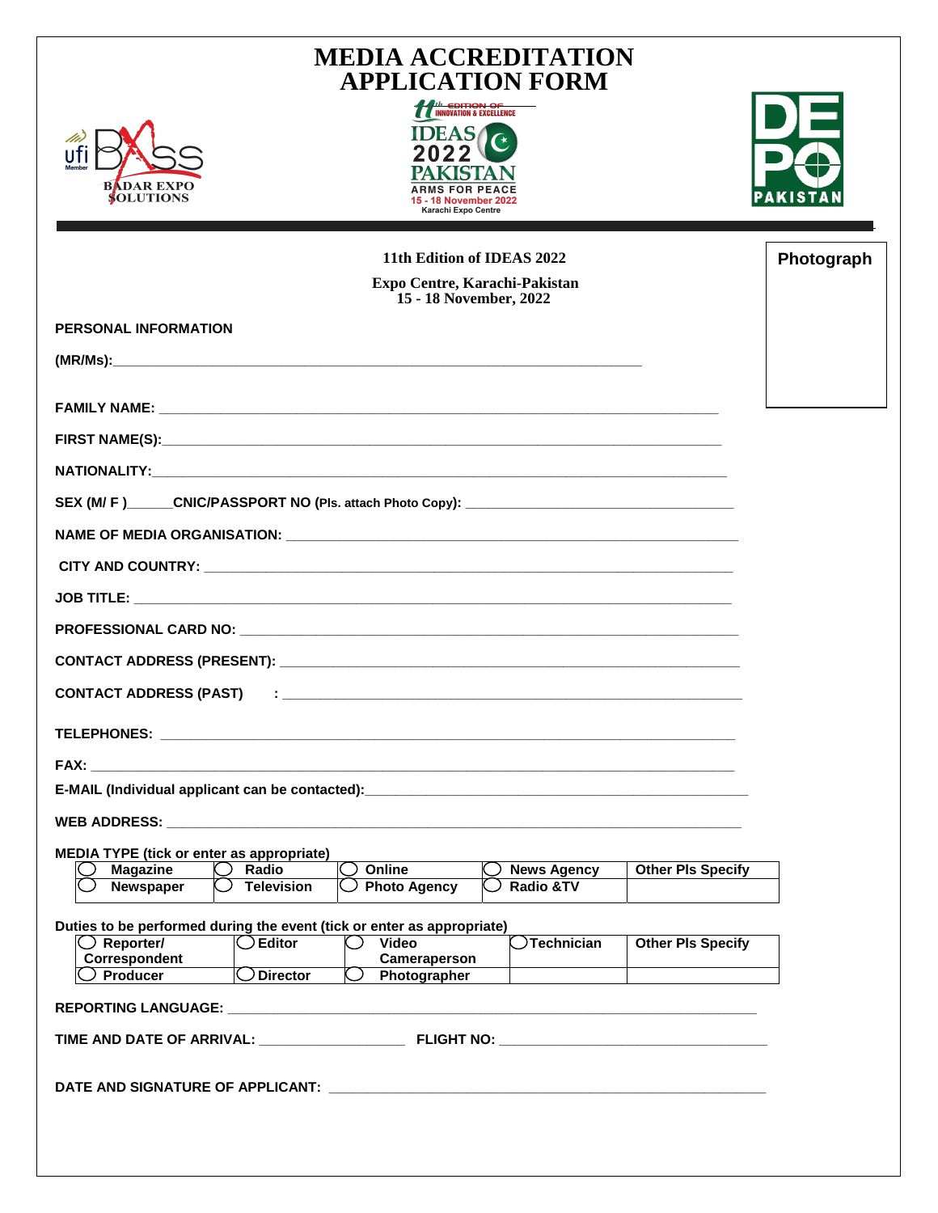# MEDIA ACCREDITATION APPLICATION FORM

BADAR EXPO SOLUTIONS

11th EDITION OF INNOVATION & EXCELLENCE
IDEAS 2022 PAKISTAN
ARMS FOR PEACE
15 - 18 November 2022
Karachi Expo Centre

DEPO PAKISTAN

**11th Edition of IDEAS 2022**

**Expo Centre, Karachi-Pakistan**
**15 - 18 November, 2022**

Photograph

**PERSONAL INFORMATION**

**(MR/Ms):**___________________________________________________________________

**FAMILY NAME:** ___________________________________________________________________

**FIRST NAME(S):**___________________________________________________________________

**NATIONALITY:**___________________________________________________________________

**SEX (M/ F )**______**CNIC/PASSPORT NO** (Pls. attach Photo Copy): ___________________________________

**NAME OF MEDIA ORGANISATION:** ___________________________________________________________

**CITY AND COUNTRY:** ___________________________________________________________________

**JOB TITLE:** ___________________________________________________________________

**PROFESSIONAL CARD NO:** ___________________________________________________________

**CONTACT ADDRESS (PRESENT):** ___________________________________________________________

**CONTACT ADDRESS (PAST) :** ___________________________________________________________

**TELEPHONES:** ___________________________________________________________________

**FAX:** ___________________________________________________________________

**E-MAIL (Individual applicant can be contacted):**_____________________________________________

**WEB ADDRESS:** ___________________________________________________________________

**MEDIA TYPE (tick or enter as appropriate)**

| | | | | |
|---|---|---|---|---|
| ◯ Magazine | ◯ Radio | ◯ Online | ◯ News Agency | Other Pls Specify |
| ◯ Newspaper | ◯ Television | ◯ Photo Agency | ◯ Radio &TV | |

**Duties to be performed during the event (tick or enter as appropriate)**

| | | | | |
|---|---|---|---|---|
| ◯ Reporter/ Correspondent | ◯ Editor | ◯ Video Cameraperson | ◯ Technician | Other Pls Specify |
| ◯ Producer | ◯ Director | ◯ Photographer | | |

**REPORTING LANGUAGE:** ___________________________________________________________________

**TIME AND DATE OF ARRIVAL:** ____________________ **FLIGHT NO:** ___________________________________

**DATE AND SIGNATURE OF APPLICANT:** ___________________________________________________________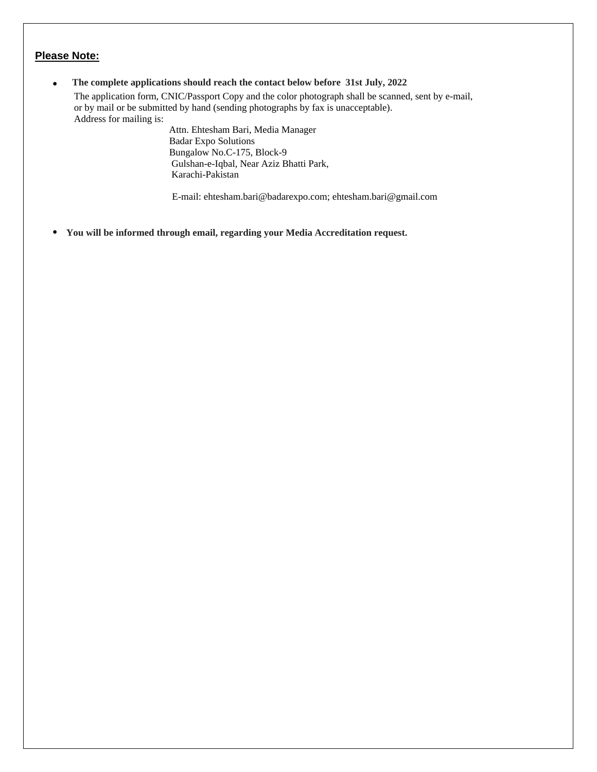**Please Note:**

- **The complete applications should reach the contact below before 31st July, 2022**

  The application form, CNIC/Passport Copy and the color photograph shall be scanned, sent by e-mail, or by mail or be submitted by hand (sending photographs by fax is unacceptable).

  Address for mailing is:

  Attn. Ehtesham Bari, Media Manager
  Badar Expo Solutions
  Bungalow No.C-175, Block-9
  Gulshan-e-Iqbal, Near Aziz Bhatti Park,
  Karachi-Pakistan

  E-mail: ehtesham.bari@badarexpo.com; ehtesham.bari@gmail.com

- **You will be informed through email, regarding your Media Accreditation request.**